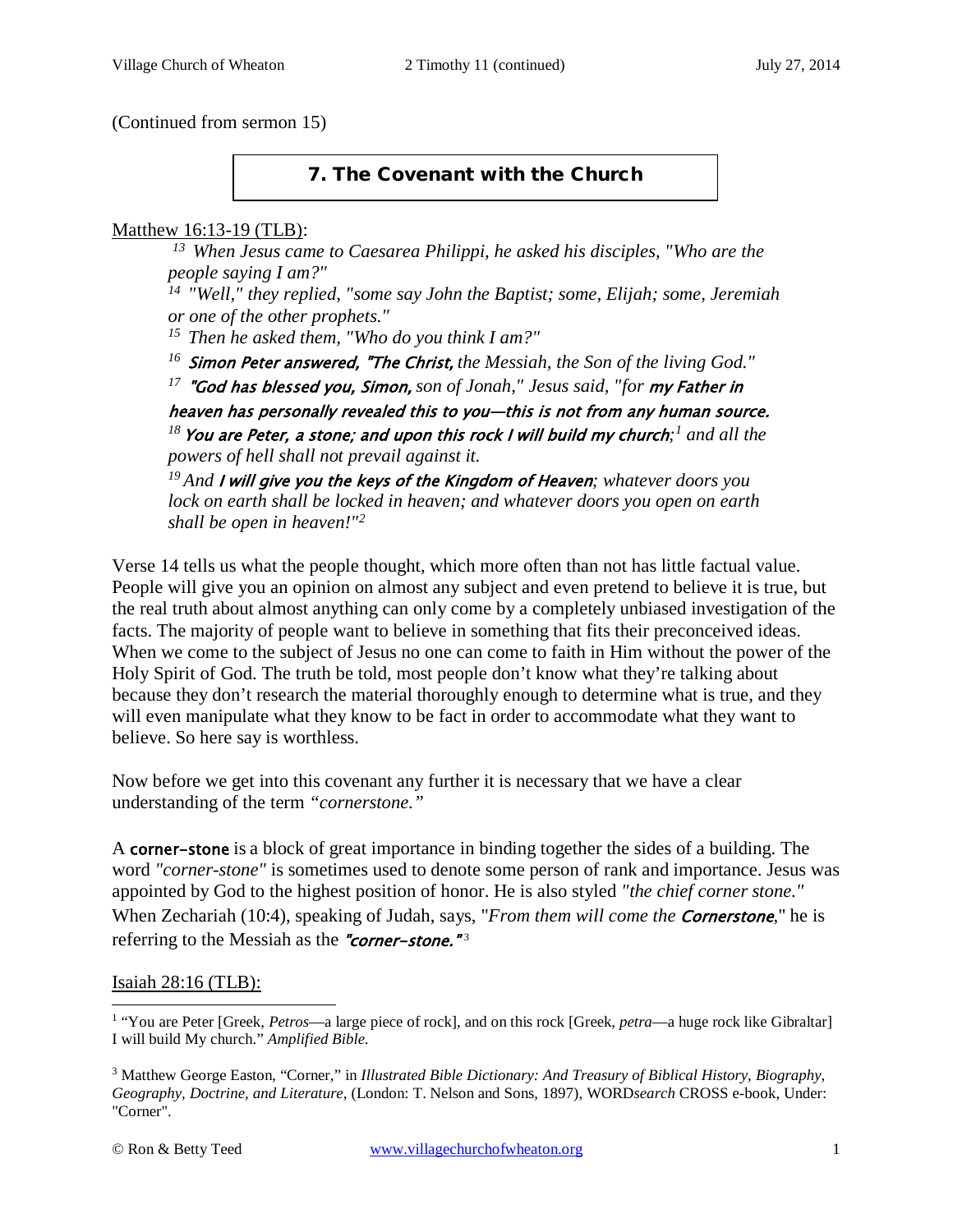(Continued from sermon 15)

## 7. The Covenant with the Church

Matthew 16:13-19 (TLB):

> [13] *When Jesus came to Caesarea Philippi, he asked his disciples, "Who are the people saying I am?"*
> [14] *"Well," they replied, "some say John the Baptist; some, Elijah; some, Jeremiah or one of the other prophets."*
> [15] *Then he asked them, "Who do you think I am?"*
> [16] ***Simon Peter answered, "The Christ,*** *the Messiah, the Son of the living God."*
> [17] ***"God has blessed you, Simon,*** *son of Jonah," Jesus said, "for* ***my Father in heaven has personally revealed this to you—this is not from any human source.***
> [18] ***You are Peter, a stone; and upon this rock I will build my church****;[1] and all the powers of hell shall not prevail against it.*
> [19] *And* ***I will give you the keys of the Kingdom of Heaven****; whatever doors you lock on earth shall be locked in heaven; and whatever doors you open on earth shall be open in heaven!"[2]*

Verse 14 tells us what the people thought, which more often than not has little factual value. People will give you an opinion on almost any subject and even pretend to believe it is true, but the real truth about almost anything can only come by a completely unbiased investigation of the facts. The majority of people want to believe in something that fits their preconceived ideas. When we come to the subject of Jesus no one can come to faith in Him without the power of the Holy Spirit of God. The truth be told, most people don't know what they're talking about because they don't research the material thoroughly enough to determine what is true, and they will even manipulate what they know to be fact in order to accommodate what they want to believe. So here say is worthless.

Now before we get into this covenant any further it is necessary that we have a clear understanding of the term *"cornerstone."*

A **corner-stone** is a block of great importance in binding together the sides of a building. The word *"corner-stone"* is sometimes used to denote some person of rank and importance. Jesus was appointed by God to the highest position of honor. He is also styled *"the chief corner stone."* When Zechariah (10:4), speaking of Judah, says, "*From them will come the* ***Cornerstone***," he is referring to the Messiah as the ***"corner-stone."***[3]

Isaiah 28:16 (TLB):

---

[1] "You are Peter [Greek, *Petros*—a large piece of rock], and on this rock [Greek, *petra*—a huge rock like Gibraltar] I will build My church." *Amplified Bible.*

[3] Matthew George Easton, "Corner," in *Illustrated Bible Dictionary: And Treasury of Biblical History, Biography, Geography, Doctrine, and Literature*, (London: T. Nelson and Sons, 1897), WORD*search* CROSS e-book, Under: "Corner".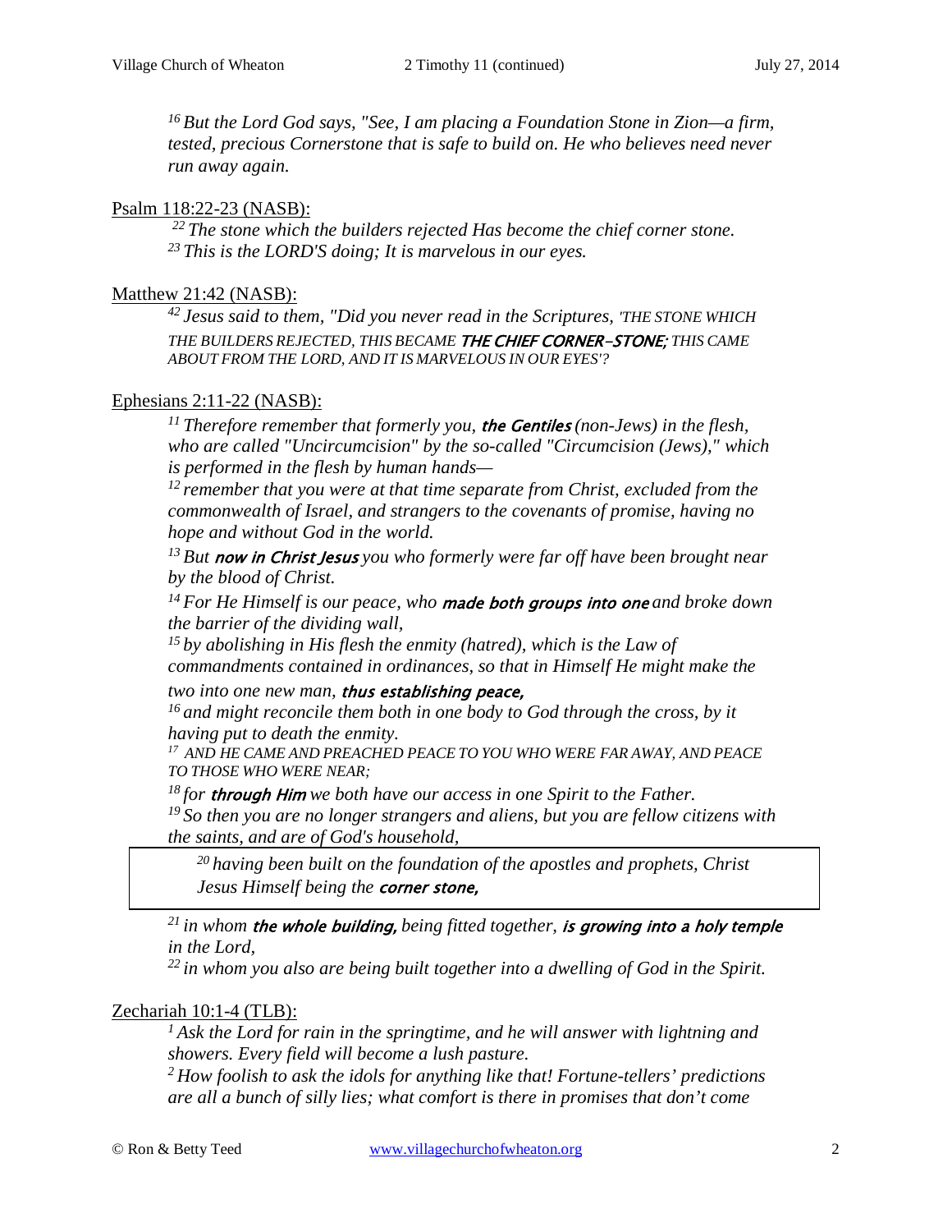*[16] But the Lord God says, "See, I am placing a Foundation Stone in Zion—a firm, tested, precious Cornerstone that is safe to build on. He who believes need never run away again.*

Psalm 118:22-23 (NASB):

*[22] The stone which the builders rejected Has become the chief corner stone.*
*[23] This is the LORD'S doing; It is marvelous in our eyes.*

Matthew 21:42 (NASB):

*[42] Jesus said to them, "Did you never read in the Scriptures, 'THE STONE WHICH THE BUILDERS REJECTED, THIS BECAME **THE CHIEF CORNER-STONE;** THIS CAME ABOUT FROM THE LORD, AND IT IS MARVELOUS IN OUR EYES'?*

Ephesians 2:11-22 (NASB):

*[11] Therefore remember that formerly you, **the Gentiles** (non-Jews) in the flesh, who are called "Uncircumcision" by the so-called "Circumcision (Jews)," which is performed in the flesh by human hands—*
*[12] remember that you were at that time separate from Christ, excluded from the commonwealth of Israel, and strangers to the covenants of promise, having no hope and without God in the world.*
*[13] But **now in Christ Jesus** you who formerly were far off have been brought near by the blood of Christ.*
*[14] For He Himself is our peace, who **made both groups into one** and broke down the barrier of the dividing wall,*
*[15] by abolishing in His flesh the enmity (hatred), which is the Law of commandments contained in ordinances, so that in Himself He might make the two into one new man, **thus establishing peace,***
*[16] and might reconcile them both in one body to God through the cross, by it having put to death the enmity.*
*[17] AND HE CAME AND PREACHED PEACE TO YOU WHO WERE FAR AWAY, AND PEACE TO THOSE WHO WERE NEAR;*
*[18] for **through Him** we both have our access in one Spirit to the Father.*
*[19] So then you are no longer strangers and aliens, but you are fellow citizens with the saints, and are of God's household,*

> *[20] having been built on the foundation of the apostles and prophets, Christ Jesus Himself being the **corner stone,***

*[21] in whom **the whole building,** being fitted together, **is growing into a holy temple** in the Lord,*
*[22] in whom you also are being built together into a dwelling of God in the Spirit.*

Zechariah 10:1-4 (TLB):

*[1] Ask the Lord for rain in the springtime, and he will answer with lightning and showers. Every field will become a lush pasture.*
*[2] How foolish to ask the idols for anything like that! Fortune-tellers' predictions are all a bunch of silly lies; what comfort is there in promises that don't come*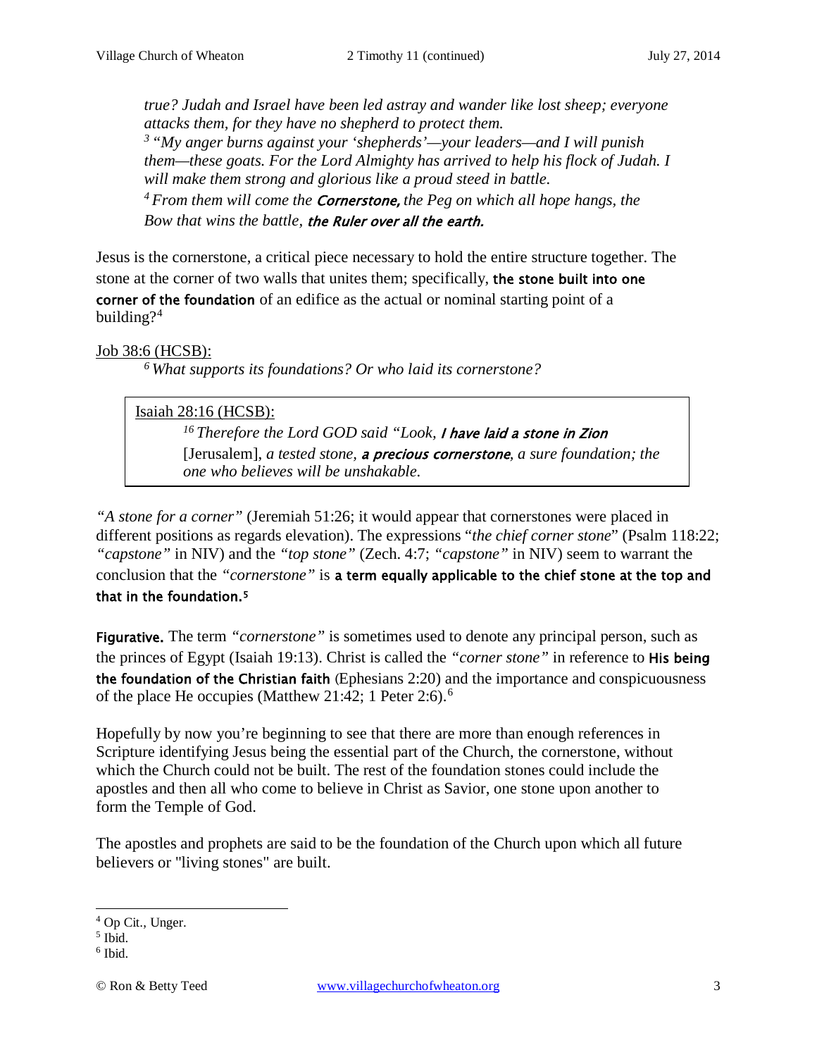> *true? Judah and Israel have been led astray and wander like lost sheep; everyone attacks them, for they have no shepherd to protect them.*
> *3 "My anger burns against your 'shepherds'—your leaders—and I will punish them—these goats. For the Lord Almighty has arrived to help his flock of Judah. I will make them strong and glorious like a proud steed in battle.*
> *4 From them will come the* ***Cornerstone,*** *the Peg on which all hope hangs, the Bow that wins the battle,* ***the Ruler over all the earth.***

Jesus is the cornerstone, a critical piece necessary to hold the entire structure together. The stone at the corner of two walls that unites them; specifically, **the stone built into one corner of the foundation** of an edifice as the actual or nominal starting point of a building?[4]

Job 38:6 (HCSB):

> *6 What supports its foundations? Or who laid its cornerstone?*

Isaiah 28:16 (HCSB):

> *16 Therefore the Lord GOD said "Look,* ***I have laid a stone in Zion*** [Jerusalem], *a tested stone,* ***a precious cornerstone****, a sure foundation; the one who believes will be unshakable.*

*"A stone for a corner"* (Jeremiah 51:26; it would appear that cornerstones were placed in different positions as regards elevation). The expressions "*the chief corner stone*" (Psalm 118:22; *"capstone"* in NIV) and the *"top stone"* (Zech. 4:7; *"capstone"* in NIV) seem to warrant the conclusion that the *"cornerstone"* is **a term equally applicable to the chief stone at the top and that in the foundation.**[5]

**Figurative.** The term *"cornerstone"* is sometimes used to denote any principal person, such as the princes of Egypt (Isaiah 19:13). Christ is called the *"corner stone"* in reference to **His being the foundation of the Christian faith** (Ephesians 2:20) and the importance and conspicuousness of the place He occupies (Matthew 21:42; 1 Peter 2:6).[6]

Hopefully by now you're beginning to see that there are more than enough references in Scripture identifying Jesus being the essential part of the Church, the cornerstone, without which the Church could not be built. The rest of the foundation stones could include the apostles and then all who come to believe in Christ as Savior, one stone upon another to form the Temple of God.

The apostles and prophets are said to be the foundation of the Church upon which all future believers or "living stones" are built.

---

[4] Op Cit., Unger.
[5] Ibid.
[6] Ibid.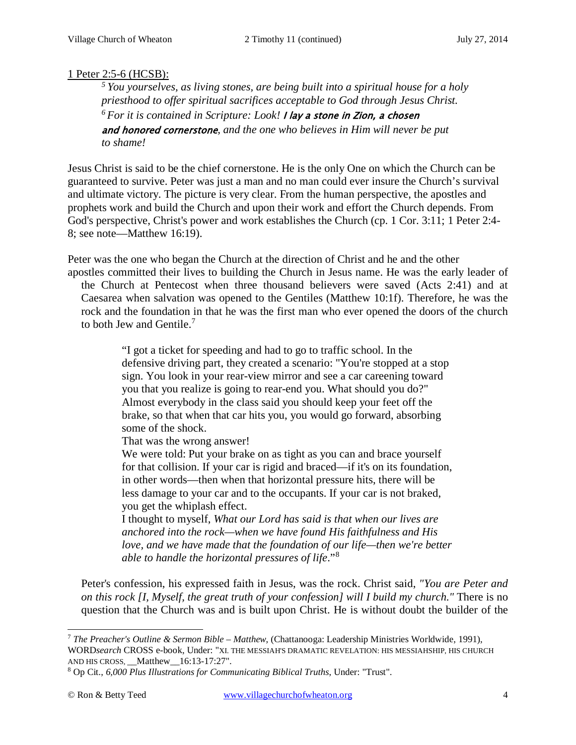1 Peter 2:5-6 (HCSB):

> [5] *You yourselves, as living stones, are being built into a spiritual house for a holy priesthood to offer spiritual sacrifices acceptable to God through Jesus Christ.* [6] *For it is contained in Scripture: Look!* ***I lay a stone in Zion, a chosen and honored cornerstone****, and the one who believes in Him will never be put to shame!*

Jesus Christ is said to be the chief cornerstone. He is the only One on which the Church can be guaranteed to survive. Peter was just a man and no man could ever insure the Church's survival and ultimate victory. The picture is very clear. From the human perspective, the apostles and prophets work and build the Church and upon their work and effort the Church depends. From God's perspective, Christ's power and work establishes the Church (cp. 1 Cor. 3:11; 1 Peter 2:4-8; see note—Matthew 16:19).

Peter was the one who began the Church at the direction of Christ and he and the other apostles committed their lives to building the Church in Jesus name. He was the early leader of the Church at Pentecost when three thousand believers were saved (Acts 2:41) and at Caesarea when salvation was opened to the Gentiles (Matthew 10:1f). Therefore, he was the rock and the foundation in that he was the first man who ever opened the doors of the church to both Jew and Gentile.[7]

> "I got a ticket for speeding and had to go to traffic school. In the defensive driving part, they created a scenario: "You're stopped at a stop sign. You look in your rear-view mirror and see a car careening toward you that you realize is going to rear-end you. What should you do?" Almost everybody in the class said you should keep your feet off the brake, so that when that car hits you, you would go forward, absorbing some of the shock.
>
> That was the wrong answer!
>
> We were told: Put your brake on as tight as you can and brace yourself for that collision. If your car is rigid and braced—if it's on its foundation, in other words—then when that horizontal pressure hits, there will be less damage to your car and to the occupants. If your car is not braked, you get the whiplash effect.
>
> I thought to myself, *What our Lord has said is that when our lives are anchored into the rock—when we have found His faithfulness and His love, and we have made that the foundation of our life—then we're better able to handle the horizontal pressures of life*."[8]

Peter's confession, his expressed faith in Jesus, was the rock. Christ said, *"You are Peter and on this rock [I, Myself, the great truth of your confession] will I build my church."* There is no question that the Church was and is built upon Christ. He is without doubt the builder of the

---

[7] *The Preacher's Outline & Sermon Bible – Matthew*, (Chattanooga: Leadership Ministries Worldwide, 1991), WORD*search* CROSS e-book, Under: "XI. THE MESSIAH'S DRAMATIC REVELATION: HIS MESSIAHSHIP, HIS CHURCH AND HIS CROSS, __Matthew__16:13-17:27".

[8] Op Cit., *6,000 Plus Illustrations for Communicating Biblical Truths*, Under: "Trust".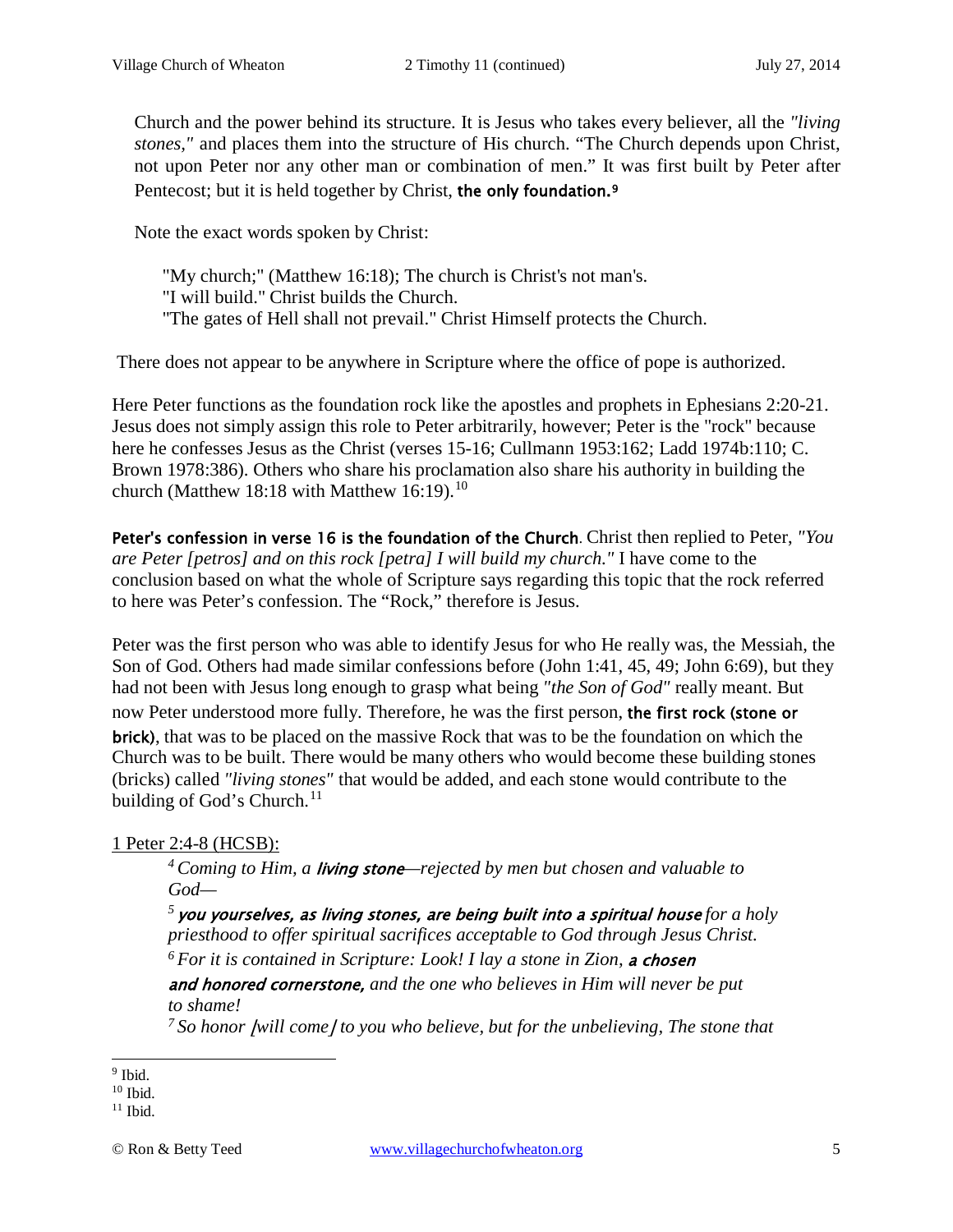Church and the power behind its structure. It is Jesus who takes every believer, all the *"living stones,"* and places them into the structure of His church. "The Church depends upon Christ, not upon Peter nor any other man or combination of men." It was first built by Peter after Pentecost; but it is held together by Christ, **the only foundation.**[9]

Note the exact words spoken by Christ:

"My church;" (Matthew 16:18); The church is Christ's not man's.
"I will build." Christ builds the Church.
"The gates of Hell shall not prevail." Christ Himself protects the Church.

There does not appear to be anywhere in Scripture where the office of pope is authorized.

Here Peter functions as the foundation rock like the apostles and prophets in Ephesians 2:20-21. Jesus does not simply assign this role to Peter arbitrarily, however; Peter is the "rock" because here he confesses Jesus as the Christ (verses 15-16; Cullmann 1953:162; Ladd 1974b:110; C. Brown 1978:386). Others who share his proclamation also share his authority in building the church (Matthew 18:18 with Matthew 16:19).[10]

**Peter's confession in verse 16 is the foundation of the Church**. Christ then replied to Peter, *"You are Peter [petros] and on this rock [petra] I will build my church."* I have come to the conclusion based on what the whole of Scripture says regarding this topic that the rock referred to here was Peter's confession. The "Rock," therefore is Jesus.

Peter was the first person who was able to identify Jesus for who He really was, the Messiah, the Son of God. Others had made similar confessions before (John 1:41, 45, 49; John 6:69), but they had not been with Jesus long enough to grasp what being *"the Son of God"* really meant. But now Peter understood more fully. Therefore, he was the first person, **the first rock (stone or brick)**, that was to be placed on the massive Rock that was to be the foundation on which the Church was to be built. There would be many others who would become these building stones (bricks) called *"living stones"* that would be added, and each stone would contribute to the building of God's Church.[11]

1 Peter 2:4-8 (HCSB):

> [4] *Coming to Him, a* ***living stone****—rejected by men but chosen and valuable to God—*
>
> [5] ***you yourselves, as living stones, are being built into a spiritual house*** *for a holy priesthood to offer spiritual sacrifices acceptable to God through Jesus Christ.*
>
> [6] *For it is contained in Scripture: Look! I lay a stone in Zion,* ***a chosen and honored cornerstone,*** *and the one who believes in Him will never be put to shame!*
>
> [7] *So honor [will come] to you who believe, but for the unbelieving, The stone that*

[9] Ibid.
[10] Ibid.
[11] Ibid.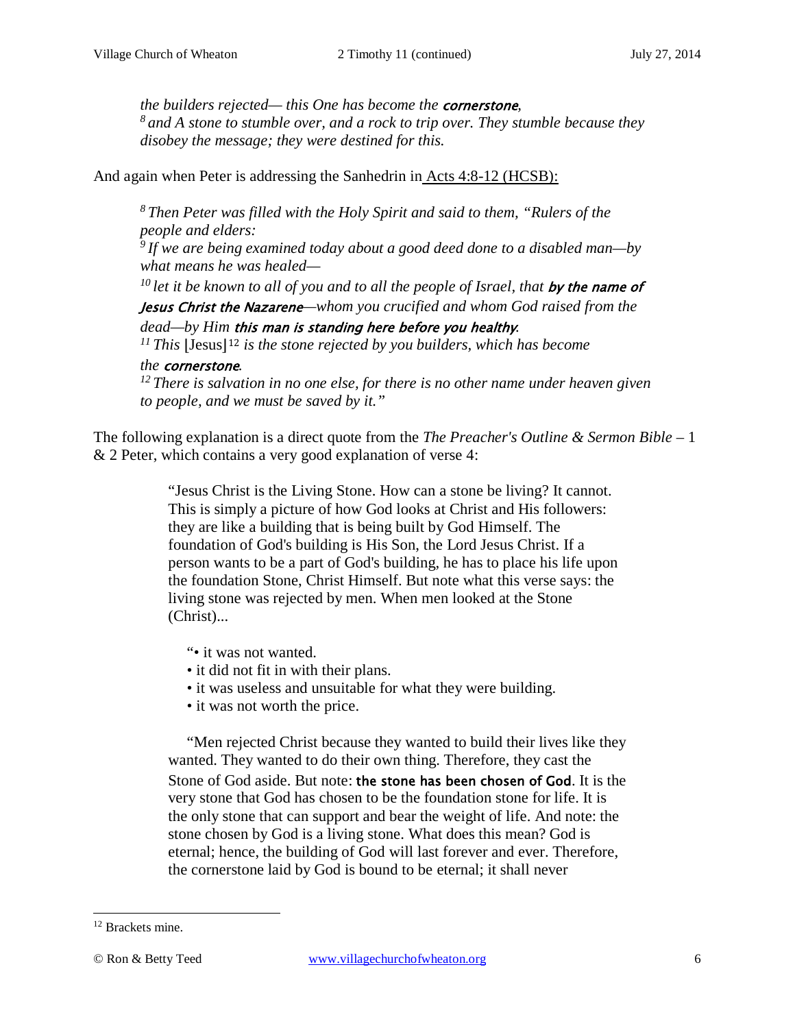*the builders rejected— this One has become the **cornerstone**,*
*[8] and A stone to stumble over, and a rock to trip over. They stumble because they disobey the message; they were destined for this.*

And again when Peter is addressing the Sanhedrin in Acts 4:8-12 (HCSB):

> *[8] Then Peter was filled with the Holy Spirit and said to them, "Rulers of the people and elders:*
> *[9] If we are being examined today about a good deed done to a disabled man—by what means he was healed—*
> *[10] let it be known to all of you and to all the people of Israel, that **by the name of Jesus Christ the Nazarene**—whom you crucified and whom God raised from the dead—by Him **this man is standing here before you healthy**.*
> *[11] This* [Jesus][12] *is the stone rejected by you builders, which has become the **cornerstone**.*
> *[12] There is salvation in no one else, for there is no other name under heaven given to people, and we must be saved by it."*

The following explanation is a direct quote from the *The Preacher's Outline & Sermon Bible* – 1 & 2 Peter, which contains a very good explanation of verse 4:

> "Jesus Christ is the Living Stone. How can a stone be living? It cannot. This is simply a picture of how God looks at Christ and His followers: they are like a building that is being built by God Himself. The foundation of God's building is His Son, the Lord Jesus Christ. If a person wants to be a part of God's building, he has to place his life upon the foundation Stone, Christ Himself. But note what this verse says: the living stone was rejected by men. When men looked at the Stone (Christ)...
>
> "• it was not wanted.
> • it did not fit in with their plans.
> • it was useless and unsuitable for what they were building.
> • it was not worth the price.
>
> "Men rejected Christ because they wanted to build their lives like they wanted. They wanted to do their own thing. Therefore, they cast the Stone of God aside. But note: **the stone has been chosen of God**. It is the very stone that God has chosen to be the foundation stone for life. It is the only stone that can support and bear the weight of life. And note: the stone chosen by God is a living stone. What does this mean? God is eternal; hence, the building of God will last forever and ever. Therefore, the cornerstone laid by God is bound to be eternal; it shall never

---

[12] Brackets mine.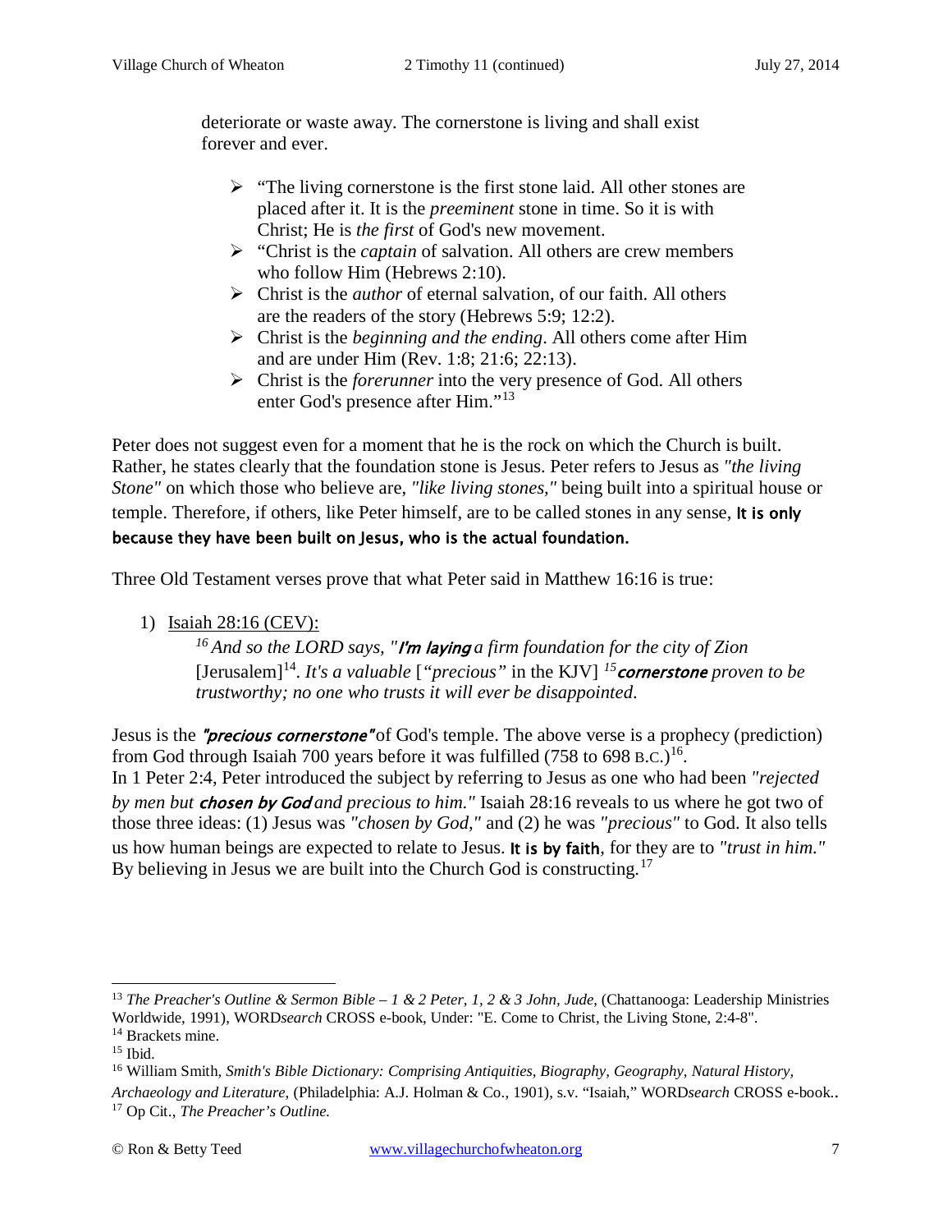deteriorate or waste away. The cornerstone is living and shall exist forever and ever.

- "The living cornerstone is the first stone laid. All other stones are placed after it. It is the *preeminent* stone in time. So it is with Christ; He is *the first* of God's new movement.
- "Christ is the *captain* of salvation. All others are crew members who follow Him (Hebrews 2:10).
- Christ is the *author* of eternal salvation, of our faith. All others are the readers of the story (Hebrews 5:9; 12:2).
- Christ is the *beginning and the ending*. All others come after Him and are under Him (Rev. 1:8; 21:6; 22:13).
- Christ is the *forerunner* into the very presence of God. All others enter God's presence after Him."[13]

Peter does not suggest even for a moment that he is the rock on which the Church is built. Rather, he states clearly that the foundation stone is Jesus. Peter refers to Jesus as *"the living Stone"* on which those who believe are, *"like living stones,"* being built into a spiritual house or temple. Therefore, if others, like Peter himself, are to be called stones in any sense, **It is only because they have been built on Jesus, who is the actual foundation.**

Three Old Testament verses prove that what Peter said in Matthew 16:16 is true:

1) Isaiah 28:16 (CEV):

   *[16] And so the LORD says, "**I'm laying** a firm foundation for the city of Zion* [Jerusalem][14]. *It's a valuable* [*"precious"* in the KJV] *[15] **cornerstone** proven to be trustworthy; no one who trusts it will ever be disappointed.*

Jesus is the ***"precious cornerstone"*** of God's temple. The above verse is a prophecy (prediction) from God through Isaiah 700 years before it was fulfilled (758 to 698 B.C.)[16].
In 1 Peter 2:4, Peter introduced the subject by referring to Jesus as one who had been *"rejected by men but **chosen by God** and precious to him."* Isaiah 28:16 reveals to us where he got two of those three ideas: (1) Jesus was *"chosen by God,"* and (2) he was *"precious"* to God. It also tells us how human beings are expected to relate to Jesus. **It is by faith**, for they are to *"trust in him."* By believing in Jesus we are built into the Church God is constructing.[17]

---

[13] *The Preacher's Outline & Sermon Bible – 1 & 2 Peter, 1, 2 & 3 John, Jude*, (Chattanooga: Leadership Ministries Worldwide, 1991), WORD*search* CROSS e-book, Under: "E. Come to Christ, the Living Stone, 2:4-8".

[14] Brackets mine.

[15] Ibid.

[16] William Smith, *Smith's Bible Dictionary: Comprising Antiquities, Biography, Geography, Natural History, Archaeology and Literature,* (Philadelphia: A.J. Holman & Co., 1901), s.v. "Isaiah," WORD*search* CROSS e-book..

[17] Op Cit., *The Preacher's Outline.*